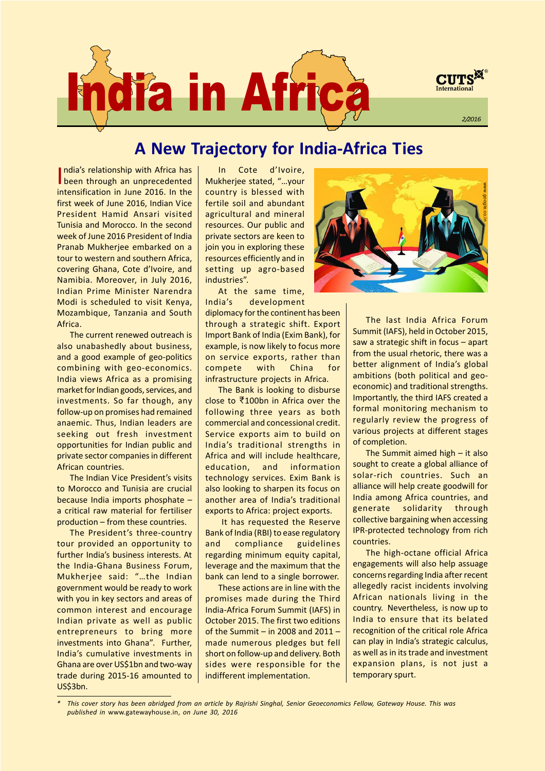# India in Africa

2/2016

## A New Trajectory for India-Africa Ties

India's relationship with Africa has been through an unprecedented intensification in June 2016. In the first week of June 2016, Indian Vice President Hamid Ansari visited Tunisia and Morocco. In the second week of June 2016 President of India Pranab Mukherjee embarked on a tour to western and southern Africa, covering Ghana, Cote d'Ivoire, and Namibia. Moreover, in July 2016, Indian Prime Minister Narendra Modi is scheduled to visit Kenya, Mozambique, Tanzania and South Africa.

The current renewed outreach is also unabashedly about business, and a good example of geo-politics combining with geo-economics. India views Africa as a promising market for Indian goods, services, and investments. So far though, any follow-up on promises had remained anaemic. Thus, Indian leaders are seeking out fresh investment opportunities for Indian public and private sector companies in different African countries.

The Indian Vice President's visits to Morocco and Tunisia are crucial because India imports phosphate – a critical raw material for fertiliser production – from these countries.

The President's three-country tour provided an opportunity to further India's business interests. At the India-Ghana Business Forum, Mukherjee said: "…the Indian government would be ready to work with you in key sectors and areas of common interest and encourage Indian private as well as public entrepreneurs to bring more investments into Ghana". Further, India's cumulative investments in Ghana are over US$1bn and two-way trade during 2015-16 amounted to US$3bn.

In Cote d'Ivoire, Mukherjee stated, "…your country is blessed with fertile soil and abundant agricultural and mineral resources. Our public and private sectors are keen to join you in exploring these resources efficiently and in setting up agro-based industries".

At the same time, India's development diplomacy for the continent has been through a strategic shift. Export Import Bank of India (Exim Bank), for example, is now likely to focus more on service exports, rather than compete with China for infrastructure projects in Africa.

The Bank is looking to disburse close to ₹100bn in Africa over the following three years as both commercial and concessional credit. Service exports aim to build on India's traditional strengths in Africa and will include healthcare, education, and information technology services. Exim Bank is also looking to sharpen its focus on another area of India's traditional exports to Africa: project exports.

It has requested the Reserve Bank of India (RBI) to ease regulatory and compliance guidelines regarding minimum equity capital, leverage and the maximum that the bank can lend to a single borrower.

These actions are in line with the promises made during the Third India-Africa Forum Summit (IAFS) in October 2015. The first two editions of the Summit – in 2008 and 2011 – made numerous pledges but fell short on follow-up and delivery. Both sides were responsible for the indifferent implementation.

The last India Africa Forum Summit (IAFS), held in October 2015, saw a strategic shift in focus – apart from the usual rhetoric, there was a better alignment of India's global ambitions (both political and geo-economic) and traditional strengths. Importantly, the third IAFS created a formal monitoring mechanism to regularly review the progress of various projects at different stages of completion.

The Summit aimed high – it also sought to create a global alliance of solar-rich countries. Such an alliance will help create goodwill for India among Africa countries, and generate solidarity through collective bargaining when accessing IPR-protected technology from rich countries.

The high-octane official Africa engagements will also help assuage concerns regarding India after recent allegedly racist incidents involving African nationals living in the country. Nevertheless, is now up to India to ensure that its belated recognition of the critical role Africa can play in India's strategic calculus, as well as in its trade and investment expansion plans, is not just a temporary spurt.

\* *This cover story has been abridged from an article by Rajrishi Singhal, Senior Geoeconomics Fellow, Gateway House. This was published in* www.gatewayhouse.in, *on June 30, 2016*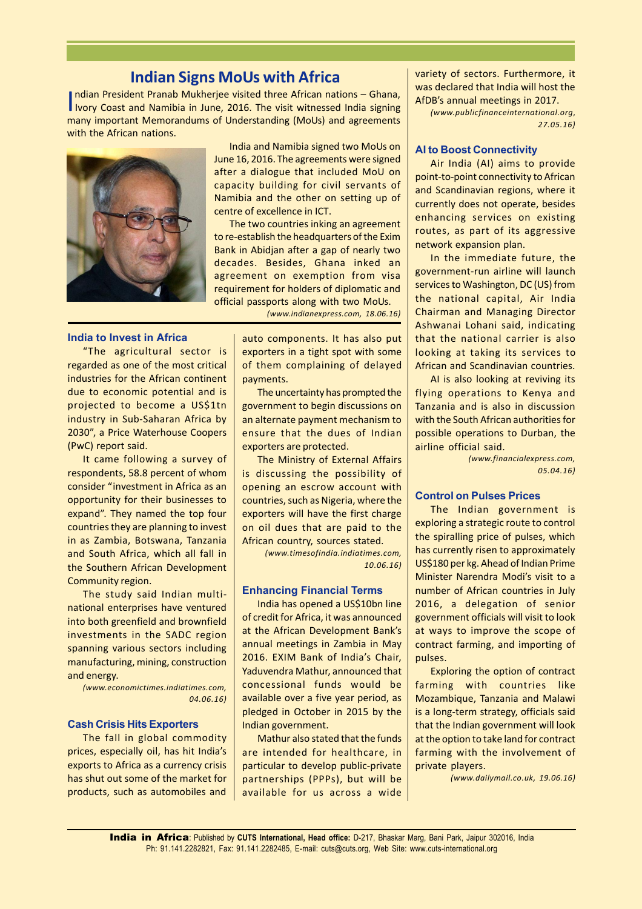## Indian Signs MoUs with Africa

Indian President Pranab Mukherjee visited three African nations – Ghana, Ivory Coast and Namibia in June, 2016. The visit witnessed India signing many important Memorandums of Understanding (MoUs) and agreements with the African nations.

India and Namibia signed two MoUs on June 16, 2016. The agreements were signed after a dialogue that included MoU on capacity building for civil servants of Namibia and the other on setting up of centre of excellence in ICT.

The two countries inking an agreement to re-establish the headquarters of the Exim Bank in Abidjan after a gap of nearly two decades. Besides, Ghana inked an agreement on exemption from visa requirement for holders of diplomatic and official passports along with two MoUs.

*(www.indianexpress.com, 18.06.16)*

### India to Invest in Africa

"The agricultural sector is regarded as one of the most critical industries for the African continent due to economic potential and is projected to become a US$1tn industry in Sub-Saharan Africa by 2030", a Price Waterhouse Coopers (PwC) report said.

It came following a survey of respondents, 58.8 percent of whom consider "investment in Africa as an opportunity for their businesses to expand". They named the top four countries they are planning to invest in as Zambia, Botswana, Tanzania and South Africa, which all fall in the Southern African Development Community region.

The study said Indian multi-national enterprises have ventured into both greenfield and brownfield investments in the SADC region spanning various sectors including manufacturing, mining, construction and energy.

*(www.economictimes.indiatimes.com, 04.06.16)*

### Cash Crisis Hits Exporters

The fall in global commodity prices, especially oil, has hit India's exports to Africa as a currency crisis has shut out some of the market for products, such as automobiles and auto components. It has also put exporters in a tight spot with some of them complaining of delayed payments.

The uncertainty has prompted the government to begin discussions on an alternate payment mechanism to ensure that the dues of Indian exporters are protected.

The Ministry of External Affairs is discussing the possibility of opening an escrow account with countries, such as Nigeria, where the exporters will have the first charge on oil dues that are paid to the African country, sources stated.

*(www.timesofindia.indiatimes.com, 10.06.16)*

### Enhancing Financial Terms

India has opened a US$10bn line of credit for Africa, it was announced at the African Development Bank's annual meetings in Zambia in May 2016. EXIM Bank of India's Chair, Yaduvendra Mathur, announced that concessional funds would be available over a five year period, as pledged in October in 2015 by the Indian government.

Mathur also stated that the funds are intended for healthcare, in particular to develop public-private partnerships (PPPs), but will be available for us across a wide variety of sectors. Furthermore, it was declared that India will host the AfDB's annual meetings in 2017.

*(www.publicfinanceinternational.org, 27.05.16)*

### AI to Boost Connectivity

Air India (AI) aims to provide point-to-point connectivity to African and Scandinavian regions, where it currently does not operate, besides enhancing services on existing routes, as part of its aggressive network expansion plan.

In the immediate future, the government-run airline will launch services to Washington, DC (US) from the national capital, Air India Chairman and Managing Director Ashwanai Lohani said, indicating that the national carrier is also looking at taking its services to African and Scandinavian countries.

AI is also looking at reviving its flying operations to Kenya and Tanzania and is also in discussion with the South African authorities for possible operations to Durban, the airline official said.

*(www.financialexpress.com, 05.04.16)*

### Control on Pulses Prices

The Indian government is exploring a strategic route to control the spiralling price of pulses, which has currently risen to approximately US$180 per kg. Ahead of Indian Prime Minister Narendra Modi's visit to a number of African countries in July 2016, a delegation of senior government officials will visit to look at ways to improve the scope of contract farming, and importing of pulses.

Exploring the option of contract farming with countries like Mozambique, Tanzania and Malawi is a long-term strategy, officials said that the Indian government will look at the option to take land for contract farming with the involvement of private players.

*(www.dailymail.co.uk, 19.06.16)*

**India in Africa**: Published by **CUTS International, Head office:** D-217, Bhaskar Marg, Bani Park, Jaipur 302016, India
Ph: 91.141.2282821, Fax: 91.141.2282485, E-mail: cuts@cuts.org, Web Site: www.cuts-international.org